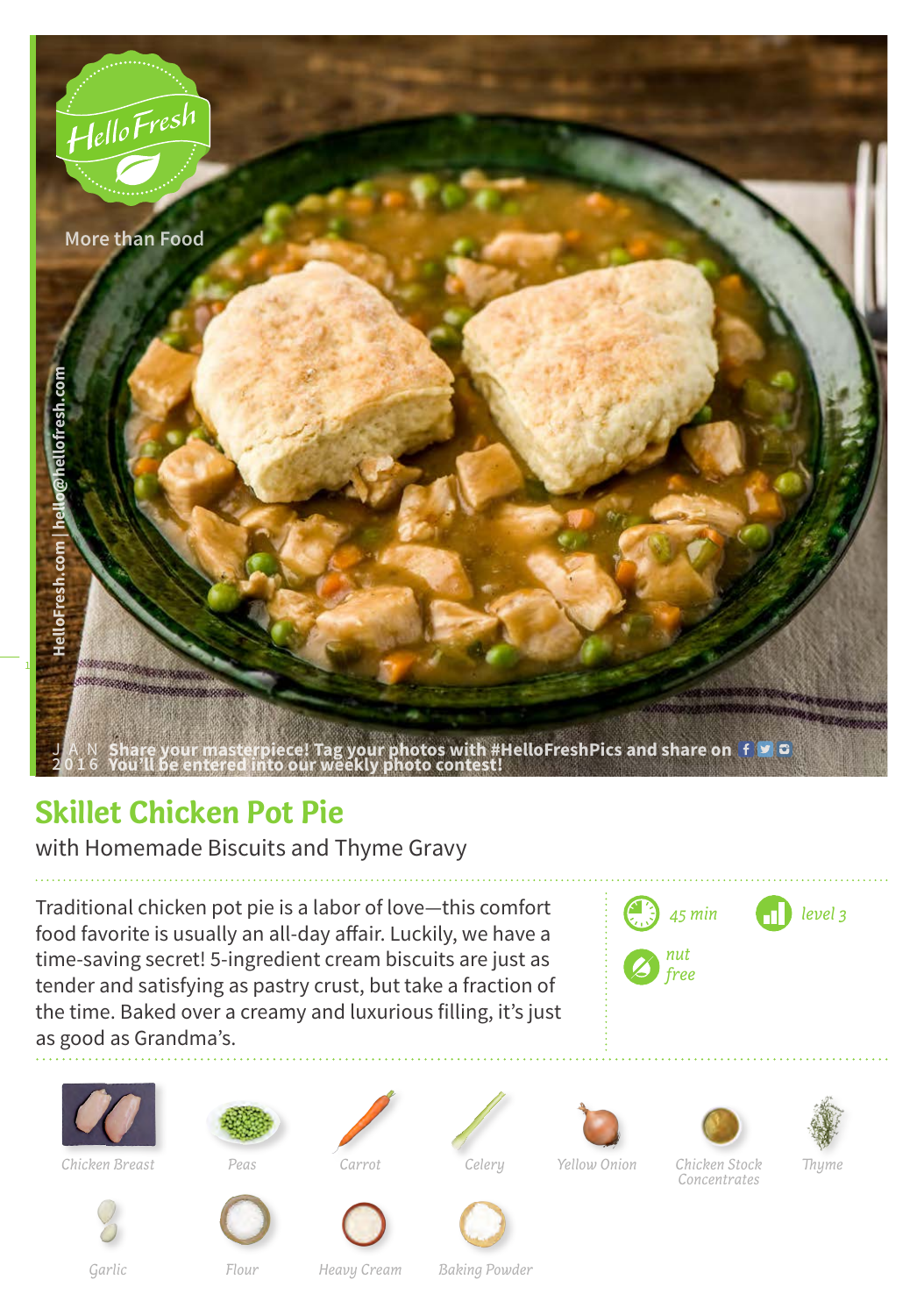HelloFresh

More than Food

HelloFresh.com | hello@hellofresh.com

JAN 2016 Share your masterpiece! Tag your photos with #HelloFreshPics and share on
You'll be entered into our weekly photo contest!

# Skillet Chicken Pot Pie

with Homemade Biscuits and Thyme Gravy

Traditional chicken pot pie is a labor of love—this comfort food favorite is usually an all-day affair. Luckily, we have a time-saving secret! 5-ingredient cream biscuits are just as tender and satisfying as pastry crust, but take a fraction of the time. Baked over a creamy and luxurious filling, it's just as good as Grandma's.

*45 min*

*level 3*

*nut free*

*Chicken Breast*

*Peas*

*Carrot*

*Celery*

*Yellow Onion*

*Chicken Stock Concentrates*

*Thyme*

*Garlic*

*Flour*

*Heavy Cream*

*Baking Powder*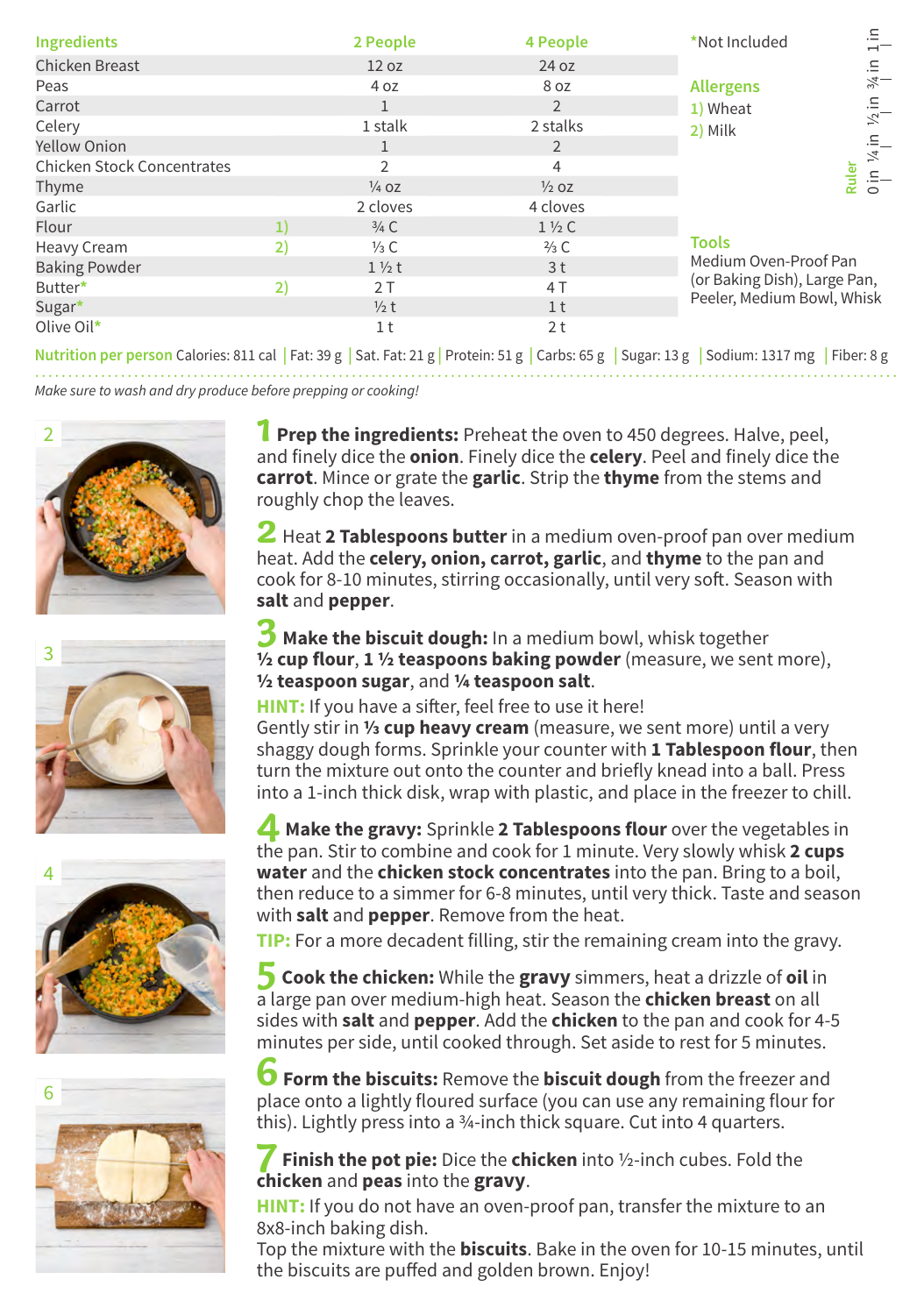| Ingredients | | 2 People | 4 People |
|---|---|---|---|
| Chicken Breast | | 12 oz | 24 oz |
| Peas | | 4 oz | 8 oz |
| Carrot | | 1 | 2 |
| Celery | | 1 stalk | 2 stalks |
| Yellow Onion | | 1 | 2 |
| Chicken Stock Concentrates | | 2 | 4 |
| Thyme | | ¼ oz | ½ oz |
| Garlic | | 2 cloves | 4 cloves |
| Flour | 1) | ¾ C | 1 ½ C |
| Heavy Cream | 2) | ⅓ C | ⅔ C |
| Baking Powder | | 1 ½ t | 3 t |
| Butter* | 2) | 2 T | 4 T |
| Sugar* | | ½ t | 1 t |
| Olive Oil* | | 1 t | 2 t |

*Not Included

**Allergens**
1) Wheat
2) Milk

Ruler: 0 in, ¼ in, ½ in, ¾ in, 1 in

**Tools**
Medium Oven-Proof Pan (or Baking Dish), Large Pan, Peeler, Medium Bowl, Whisk

**Nutrition per person** Calories: 811 cal | Fat: 39 g | Sat. Fat: 21 g | Protein: 51 g | Carbs: 65 g | Sugar: 13 g | Sodium: 1317 mg | Fiber: 8 g

*Make sure to wash and dry produce before prepping or cooking!*

**1 Prep the ingredients:** Preheat the oven to 450 degrees. Halve, peel, and finely dice the **onion**. Finely dice the **celery**. Peel and finely dice the **carrot**. Mince or grate the **garlic**. Strip the **thyme** from the stems and roughly chop the leaves.

**2** Heat **2 Tablespoons butter** in a medium oven-proof pan over medium heat. Add the **celery, onion, carrot, garlic**, and **thyme** to the pan and cook for 8-10 minutes, stirring occasionally, until very soft. Season with **salt** and **pepper**.

**3 Make the biscuit dough:** In a medium bowl, whisk together **½ cup flour**, **1 ½ teaspoons baking powder** (measure, we sent more), **½ teaspoon sugar**, and **¼ teaspoon salt**.

**HINT:** If you have a sifter, feel free to use it here!

Gently stir in **⅓ cup heavy cream** (measure, we sent more) until a very shaggy dough forms. Sprinkle your counter with **1 Tablespoon flour**, then turn the mixture out onto the counter and briefly knead into a ball. Press into a 1-inch thick disk, wrap with plastic, and place in the freezer to chill.

**4 Make the gravy:** Sprinkle **2 Tablespoons flour** over the vegetables in the pan. Stir to combine and cook for 1 minute. Very slowly whisk **2 cups water** and the **chicken stock concentrates** into the pan. Bring to a boil, then reduce to a simmer for 6-8 minutes, until very thick. Taste and season with **salt** and **pepper**. Remove from the heat.

**TIP:** For a more decadent filling, stir the remaining cream into the gravy.

**5 Cook the chicken:** While the **gravy** simmers, heat a drizzle of **oil** in a large pan over medium-high heat. Season the **chicken breast** on all sides with **salt** and **pepper**. Add the **chicken** to the pan and cook for 4-5 minutes per side, until cooked through. Set aside to rest for 5 minutes.

**6 Form the biscuits:** Remove the **biscuit dough** from the freezer and place onto a lightly floured surface (you can use any remaining flour for this). Lightly press into a ¾-inch thick square. Cut into 4 quarters.

**7 Finish the pot pie:** Dice the **chicken** into ½-inch cubes. Fold the **chicken** and **peas** into the **gravy**.

**HINT:** If you do not have an oven-proof pan, transfer the mixture to an 8x8-inch baking dish.

Top the mixture with the **biscuits**. Bake in the oven for 10-15 minutes, until the biscuits are puffed and golden brown. Enjoy!